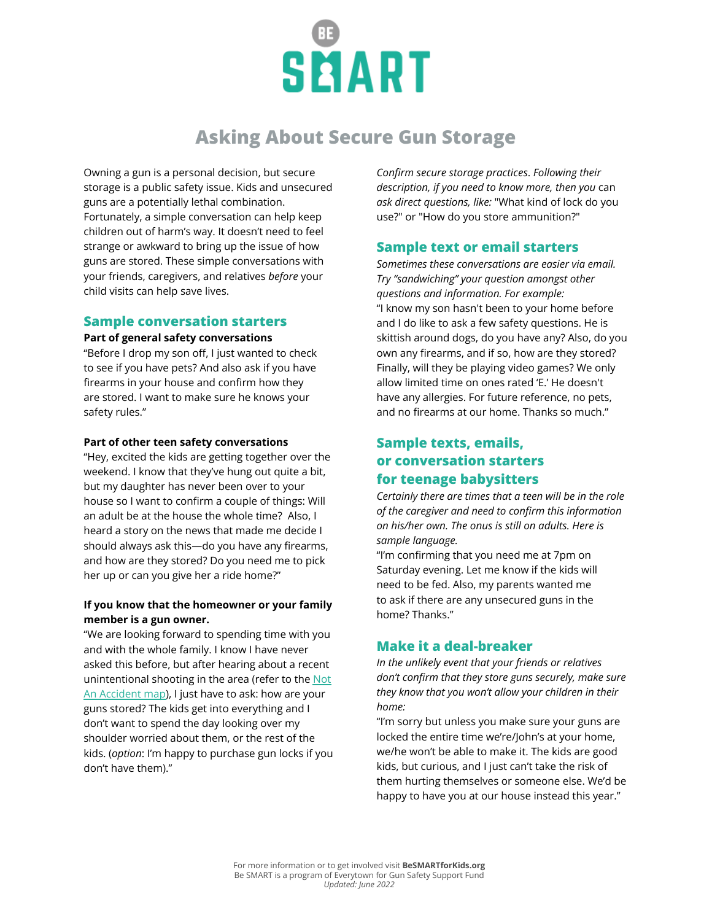# Asking About Secure Gun Storage

Owning a gun is a personal decision, but secure storage is a public safety issue. Kids and unsecured guns are a potentially lethal combination. Fortunately, a simple conversation can help keep children out of harm's way. It doesn't need to feel strange or awkward to bring up the issue of how guns are stored. These simple conversations with your friends, caregivers, and relatives *before* your child visits can help save lives.

## Sample conversation starters

**Part of general safety conversations**

"Before I drop my son off, I just wanted to check to see if you have pets? And also ask if you have firearms in your house and confirm how they are stored. I want to make sure he knows your safety rules."

**Part of other teen safety conversations**

"Hey, excited the kids are getting together over the weekend. I know that they've hung out quite a bit, but my daughter has never been over to your house so I want to confirm a couple of things: Will an adult be at the house the whole time? Also, I heard a story on the news that made me decide I should always ask this—do you have any firearms, and how are they stored? Do you need me to pick her up or can you give her a ride home?"

**If you know that the homeowner or your family member is a gun owner.**

"We are looking forward to spending time with you and with the whole family. I know I have never asked this before, but after hearing about a recent unintentional shooting in the area (refer to the Not An Accident map), I just have to ask: how are your guns stored? The kids get into everything and I don't want to spend the day looking over my shoulder worried about them, or the rest of the kids. (*option*: I'm happy to purchase gun locks if you don't have them)."

*Confirm secure storage practices*. *Following their description, if you need to know more, then you* can *ask direct questions, like:* "What kind of lock do you use?" or "How do you store ammunition?"

## Sample text or email starters

*Sometimes these conversations are easier via email. Try "sandwiching" your question amongst other questions and information. For example:*

"I know my son hasn't been to your home before and I do like to ask a few safety questions. He is skittish around dogs, do you have any? Also, do you own any firearms, and if so, how are they stored? Finally, will they be playing video games? We only allow limited time on ones rated 'E.' He doesn't have any allergies. For future reference, no pets, and no firearms at our home. Thanks so much."

## Sample texts, emails, or conversation starters for teenage babysitters

*Certainly there are times that a teen will be in the role of the caregiver and need to confirm this information on his/her own. The onus is still on adults. Here is sample language.*

"I'm confirming that you need me at 7pm on Saturday evening. Let me know if the kids will need to be fed. Also, my parents wanted me to ask if there are any unsecured guns in the home? Thanks."

## Make it a deal-breaker

*In the unlikely event that your friends or relatives don't confirm that they store guns securely, make sure they know that you won't allow your children in their home:*

"I'm sorry but unless you make sure your guns are locked the entire time we're/John's at your home, we/he won't be able to make it. The kids are good kids, but curious, and I just can't take the risk of them hurting themselves or someone else. We'd be happy to have you at our house instead this year."

For more information or to get involved visit **BeSMARTforKids.org**
Be SMART is a program of Everytown for Gun Safety Support Fund
*Updated: June 2022*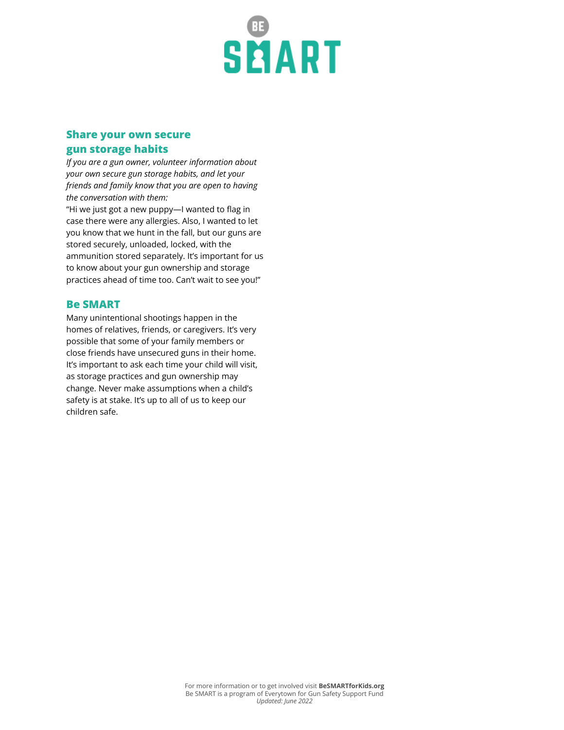## Share your own secure gun storage habits

*If you are a gun owner, volunteer information about your own secure gun storage habits, and let your friends and family know that you are open to having the conversation with them:*

"Hi we just got a new puppy—I wanted to flag in case there were any allergies. Also, I wanted to let you know that we hunt in the fall, but our guns are stored securely, unloaded, locked, with the ammunition stored separately. It's important for us to know about your gun ownership and storage practices ahead of time too. Can't wait to see you!"

## Be SMART

Many unintentional shootings happen in the homes of relatives, friends, or caregivers. It's very possible that some of your family members or close friends have unsecured guns in their home. It's important to ask each time your child will visit, as storage practices and gun ownership may change. Never make assumptions when a child's safety is at stake. It's up to all of us to keep our children safe.

For more information or to get involved visit **BeSMARTforKids.org**
Be SMART is a program of Everytown for Gun Safety Support Fund
*Updated: June 2022*